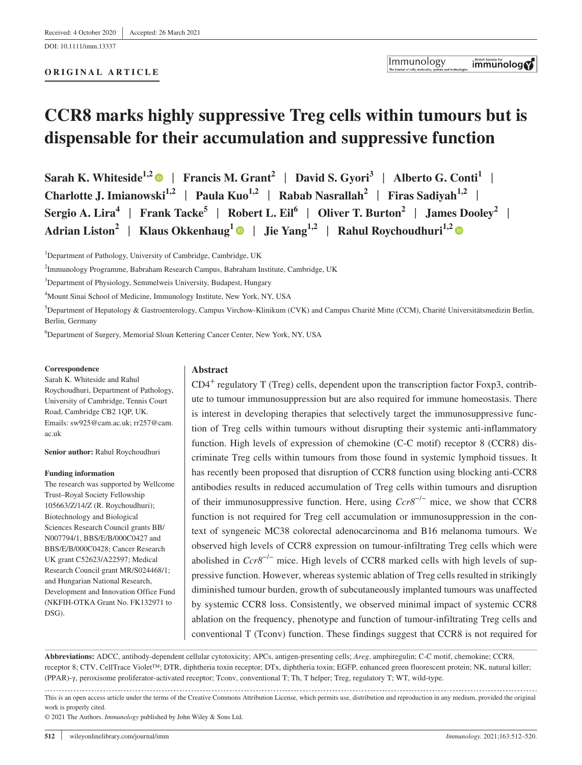Received: 4 October 2020 | Accepted: 26 March 2021

DOI: 10.1111/imm.13337

**ORIGINAL ARTICLE**

# CCR8 marks highly suppressive Treg cells within tumours but is dispensable for their accumulation and suppressive function

**Sarah K. Whiteside[1,2] | Francis M. Grant[2] | David S. Gyori[3] | Alberto G. Conti[1] | Charlotte J. Imianowski[1,2] | Paula Kuo[1,2] | Rabab Nasrallah[2] | Firas Sadiyah[1,2] | Sergio A. Lira[4] | Frank Tacke[5] | Robert L. Eil[6] | Oliver T. Burton[2] | James Dooley[2] | Adrian Liston[2] | Klaus Okkenhaug[1] | Jie Yang[1,2] | Rahul Roychoudhuri[1,2]**

[1]Department of Pathology, University of Cambridge, Cambridge, UK

[2]Immunology Programme, Babraham Research Campus, Babraham Institute, Cambridge, UK

[3]Department of Physiology, Semmelweis University, Budapest, Hungary

[4]Mount Sinai School of Medicine, Immunology Institute, New York, NY, USA

[5]Department of Hepatology & Gastroenterology, Campus Virchow-Klinikum (CVK) and Campus Charité Mitte (CCM), Charité Universitätsmedizin Berlin, Berlin, Germany

[6]Department of Surgery, Memorial Sloan Kettering Cancer Center, New York, NY, USA

**Correspondence**

Sarah K. Whiteside and Rahul Roychoudhuri, Department of Pathology, University of Cambridge, Tennis Court Road, Cambridge CB2 1QP, UK.
Emails: sw925@cam.ac.uk; rr257@cam.ac.uk

**Senior author:** Rahul Roychoudhuri

**Funding information**

The research was supported by Wellcome Trust–Royal Society Fellowship 105663/Z/14/Z (R. Roychoudhuri); Biotechnology and Biological Sciences Research Council grants BB/N007794/1, BBS/E/B/000C0427 and BBS/E/B/000C0428; Cancer Research UK grant C52623/A22597; Medical Research Council grant MR/S024468/1; and Hungarian National Research, Development and Innovation Office Fund (NKFIH-OTKA Grant No. FK132971 to DSG).

## Abstract

$CD4^+$ regulatory T (Treg) cells, dependent upon the transcription factor Foxp3, contribute to tumour immunosuppression but are also required for immune homeostasis. There is interest in developing therapies that selectively target the immunosuppressive function of Treg cells within tumours without disrupting their systemic anti-inflammatory function. High levels of expression of chemokine (C-C motif) receptor 8 (CCR8) discriminate Treg cells within tumours from those found in systemic lymphoid tissues. It has recently been proposed that disruption of CCR8 function using blocking anti-CCR8 antibodies results in reduced accumulation of Treg cells within tumours and disruption of their immunosuppressive function. Here, using *Ccr8*$^{-/-}$ mice, we show that CCR8 function is not required for Treg cell accumulation or immunosuppression in the context of syngeneic MC38 colorectal adenocarcinoma and B16 melanoma tumours. We observed high levels of CCR8 expression on tumour-infiltrating Treg cells which were abolished in *Ccr8*$^{-/-}$ mice. High levels of CCR8 marked cells with high levels of suppressive function. However, whereas systemic ablation of Treg cells resulted in strikingly diminished tumour burden, growth of subcutaneously implanted tumours was unaffected by systemic CCR8 loss. Consistently, we observed minimal impact of systemic CCR8 ablation on the frequency, phenotype and function of tumour-infiltrating Treg cells and conventional T (Tconv) function. These findings suggest that CCR8 is not required for

**Abbreviations:** ADCC, antibody-dependent cellular cytotoxicity; APCs, antigen-presenting cells; *Areg*, amphiregulin; C-C motif, chemokine; CCR8, receptor 8; CTV, CellTrace Violet™; DTR, diphtheria toxin receptor; DTx, diphtheria toxin; EGFP, enhanced green fluorescent protein; NK, natural killer; (PPAR)-γ, peroxisome proliferator-activated receptor; Tconv, conventional T; Th, T helper; Treg, regulatory T; WT, wild-type.

This is an open access article under the terms of the Creative Commons Attribution License, which permits use, distribution and reproduction in any medium, provided the original work is properly cited.

© 2021 The Authors. *Immunology* published by John Wiley & Sons Ltd.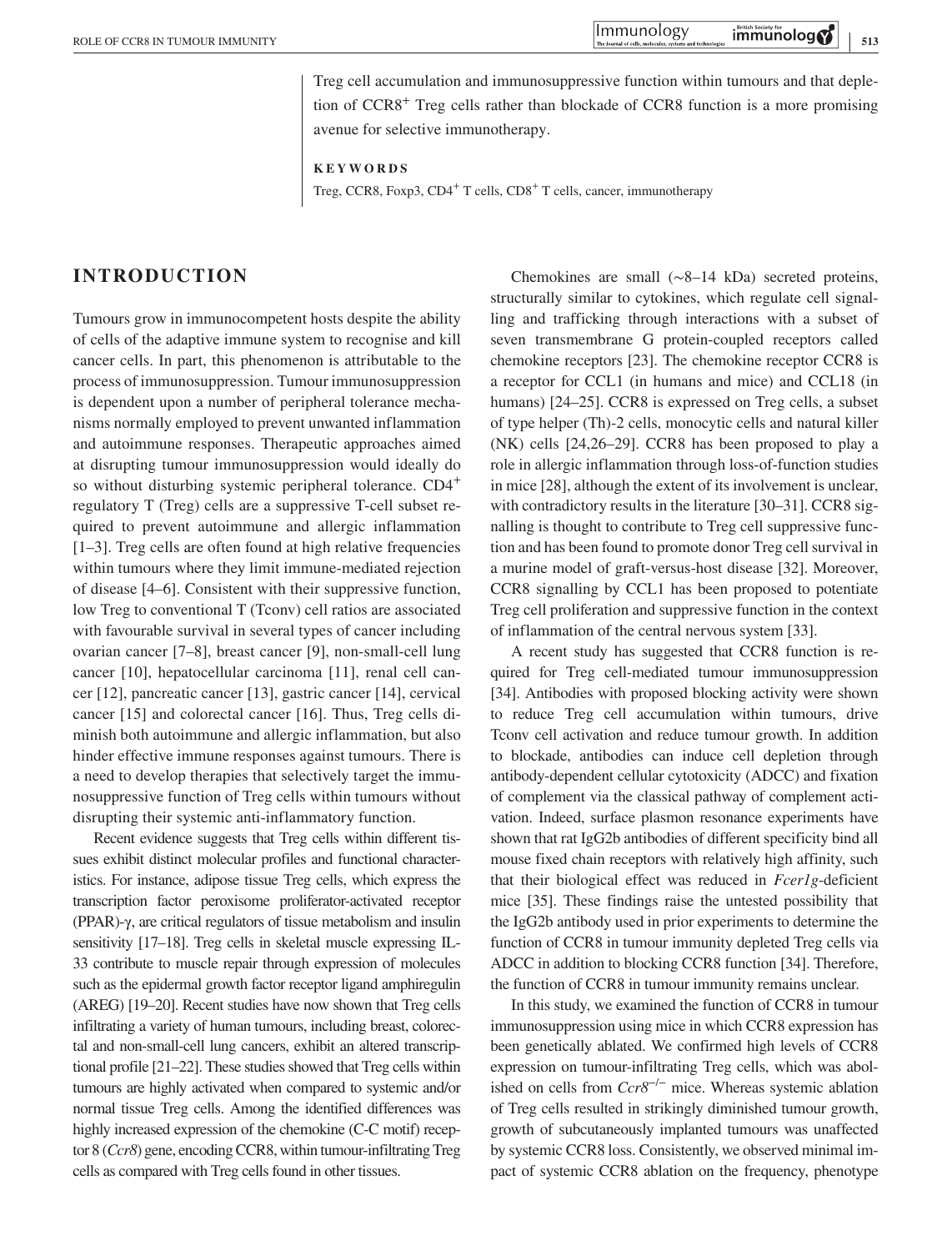Treg cell accumulation and immunosuppressive function within tumours and that depletion of CCR8$^+$ Treg cells rather than blockade of CCR8 function is a more promising avenue for selective immunotherapy.

**KEYWORDS**

Treg, CCR8, Foxp3, CD4$^+$ T cells, CD8$^+$ T cells, cancer, immunotherapy

## INTRODUCTION

Tumours grow in immunocompetent hosts despite the ability of cells of the adaptive immune system to recognise and kill cancer cells. In part, this phenomenon is attributable to the process of immunosuppression. Tumour immunosuppression is dependent upon a number of peripheral tolerance mechanisms normally employed to prevent unwanted inflammation and autoimmune responses. Therapeutic approaches aimed at disrupting tumour immunosuppression would ideally do so without disturbing systemic peripheral tolerance. CD4$^+$ regulatory T (Treg) cells are a suppressive T-cell subset required to prevent autoimmune and allergic inflammation [1–3]. Treg cells are often found at high relative frequencies within tumours where they limit immune-mediated rejection of disease [4–6]. Consistent with their suppressive function, low Treg to conventional T (Tconv) cell ratios are associated with favourable survival in several types of cancer including ovarian cancer [7–8], breast cancer [9], non-small-cell lung cancer [10], hepatocellular carcinoma [11], renal cell cancer [12], pancreatic cancer [13], gastric cancer [14], cervical cancer [15] and colorectal cancer [16]. Thus, Treg cells diminish both autoimmune and allergic inflammation, but also hinder effective immune responses against tumours. There is a need to develop therapies that selectively target the immunosuppressive function of Treg cells within tumours without disrupting their systemic anti-inflammatory function.

Recent evidence suggests that Treg cells within different tissues exhibit distinct molecular profiles and functional characteristics. For instance, adipose tissue Treg cells, which express the transcription factor peroxisome proliferator-activated receptor (PPAR)-γ, are critical regulators of tissue metabolism and insulin sensitivity [17–18]. Treg cells in skeletal muscle expressing IL-33 contribute to muscle repair through expression of molecules such as the epidermal growth factor receptor ligand amphiregulin (AREG) [19–20]. Recent studies have now shown that Treg cells infiltrating a variety of human tumours, including breast, colorectal and non-small-cell lung cancers, exhibit an altered transcriptional profile [21–22]. These studies showed that Treg cells within tumours are highly activated when compared to systemic and/or normal tissue Treg cells. Among the identified differences was highly increased expression of the chemokine (C-C motif) receptor 8 (*Ccr8*) gene, encoding CCR8, within tumour-infiltrating Treg cells as compared with Treg cells found in other tissues.

Chemokines are small (~8–14 kDa) secreted proteins, structurally similar to cytokines, which regulate cell signalling and trafficking through interactions with a subset of seven transmembrane G protein-coupled receptors called chemokine receptors [23]. The chemokine receptor CCR8 is a receptor for CCL1 (in humans and mice) and CCL18 (in humans) [24–25]. CCR8 is expressed on Treg cells, a subset of type helper (Th)-2 cells, monocytic cells and natural killer (NK) cells [24,26–29]. CCR8 has been proposed to play a role in allergic inflammation through loss-of-function studies in mice [28], although the extent of its involvement is unclear, with contradictory results in the literature [30–31]. CCR8 signalling is thought to contribute to Treg cell suppressive function and has been found to promote donor Treg cell survival in a murine model of graft-versus-host disease [32]. Moreover, CCR8 signalling by CCL1 has been proposed to potentiate Treg cell proliferation and suppressive function in the context of inflammation of the central nervous system [33].

A recent study has suggested that CCR8 function is required for Treg cell-mediated tumour immunosuppression [34]. Antibodies with proposed blocking activity were shown to reduce Treg cell accumulation within tumours, drive Tconv cell activation and reduce tumour growth. In addition to blockade, antibodies can induce cell depletion through antibody-dependent cellular cytotoxicity (ADCC) and fixation of complement via the classical pathway of complement activation. Indeed, surface plasmon resonance experiments have shown that rat IgG2b antibodies of different specificity bind all mouse fixed chain receptors with relatively high affinity, such that their biological effect was reduced in *Fcer1g*-deficient mice [35]. These findings raise the untested possibility that the IgG2b antibody used in prior experiments to determine the function of CCR8 in tumour immunity depleted Treg cells via ADCC in addition to blocking CCR8 function [34]. Therefore, the function of CCR8 in tumour immunity remains unclear.

In this study, we examined the function of CCR8 in tumour immunosuppression using mice in which CCR8 expression has been genetically ablated. We confirmed high levels of CCR8 expression on tumour-infiltrating Treg cells, which was abolished on cells from *Ccr8*$^{-/-}$ mice. Whereas systemic ablation of Treg cells resulted in strikingly diminished tumour growth, growth of subcutaneously implanted tumours was unaffected by systemic CCR8 loss. Consistently, we observed minimal impact of systemic CCR8 ablation on the frequency, phenotype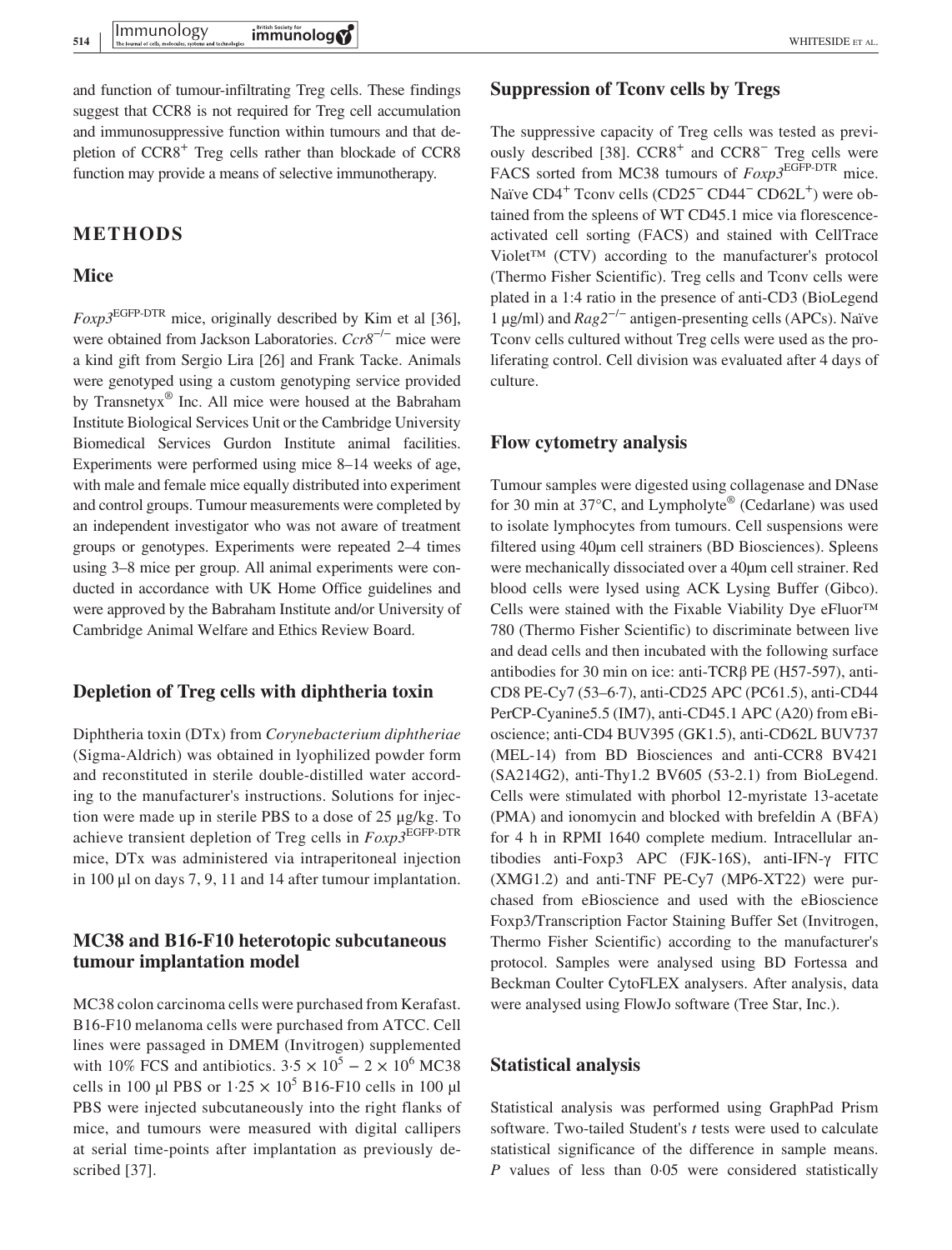and function of tumour-infiltrating Treg cells. These findings suggest that CCR8 is not required for Treg cell accumulation and immunosuppressive function within tumours and that depletion of $CCR8^+$ Treg cells rather than blockade of CCR8 function may provide a means of selective immunotherapy.

## METHODS

### Mice

*Foxp3*$^{\text{EGFP-DTR}}$ mice, originally described by Kim et al [36], were obtained from Jackson Laboratories. *Ccr8*$^{-/-}$ mice were a kind gift from Sergio Lira [26] and Frank Tacke. Animals were genotyped using a custom genotyping service provided by Transnetyx® Inc. All mice were housed at the Babraham Institute Biological Services Unit or the Cambridge University Biomedical Services Gurdon Institute animal facilities. Experiments were performed using mice 8–14 weeks of age, with male and female mice equally distributed into experiment and control groups. Tumour measurements were completed by an independent investigator who was not aware of treatment groups or genotypes. Experiments were repeated 2–4 times using 3–8 mice per group. All animal experiments were conducted in accordance with UK Home Office guidelines and were approved by the Babraham Institute and/or University of Cambridge Animal Welfare and Ethics Review Board.

### Depletion of Treg cells with diphtheria toxin

Diphtheria toxin (DTx) from *Corynebacterium diphtheriae* (Sigma-Aldrich) was obtained in lyophilized powder form and reconstituted in sterile double-distilled water according to the manufacturer's instructions. Solutions for injection were made up in sterile PBS to a dose of 25 µg/kg. To achieve transient depletion of Treg cells in *Foxp3*$^{\text{EGFP-DTR}}$ mice, DTx was administered via intraperitoneal injection in 100 µl on days 7, 9, 11 and 14 after tumour implantation.

### MC38 and B16-F10 heterotopic subcutaneous tumour implantation model

MC38 colon carcinoma cells were purchased from Kerafast. B16-F10 melanoma cells were purchased from ATCC. Cell lines were passaged in DMEM (Invitrogen) supplemented with 10% FCS and antibiotics. $3{\cdot}5 \times 10^5 - 2 \times 10^6$ MC38 cells in 100 µl PBS or $1{\cdot}25 \times 10^5$ B16-F10 cells in 100 µl PBS were injected subcutaneously into the right flanks of mice, and tumours were measured with digital callipers at serial time-points after implantation as previously described [37].

### Suppression of Tconv cells by Tregs

The suppressive capacity of Treg cells was tested as previously described [38]. $CCR8^+$ and $CCR8^-$ Treg cells were FACS sorted from MC38 tumours of *Foxp3*$^{\text{EGFP-DTR}}$ mice. Naïve $CD4^+$ Tconv cells ($CD25^-$ $CD44^-$ $CD62L^+$) were obtained from the spleens of WT CD45.1 mice via florescence-activated cell sorting (FACS) and stained with CellTrace Violet™ (CTV) according to the manufacturer's protocol (Thermo Fisher Scientific). Treg cells and Tconv cells were plated in a 1:4 ratio in the presence of anti-CD3 (BioLegend 1 µg/ml) and *Rag2*$^{-/-}$ antigen-presenting cells (APCs). Naïve Tconv cells cultured without Treg cells were used as the proliferating control. Cell division was evaluated after 4 days of culture.

### Flow cytometry analysis

Tumour samples were digested using collagenase and DNase for 30 min at 37°C, and Lympholyte® (Cedarlane) was used to isolate lymphocytes from tumours. Cell suspensions were filtered using 40µm cell strainers (BD Biosciences). Spleens were mechanically dissociated over a 40µm cell strainer. Red blood cells were lysed using ACK Lysing Buffer (Gibco). Cells were stained with the Fixable Viability Dye eFluor™ 780 (Thermo Fisher Scientific) to discriminate between live and dead cells and then incubated with the following surface antibodies for 30 min on ice: anti-TCRβ PE (H57-597), anti-CD8 PE-Cy7 (53–6·7), anti-CD25 APC (PC61.5), anti-CD44 PerCP-Cyanine5.5 (IM7), anti-CD45.1 APC (A20) from eBioscience; anti-CD4 BUV395 (GK1.5), anti-CD62L BUV737 (MEL-14) from BD Biosciences and anti-CCR8 BV421 (SA214G2), anti-Thy1.2 BV605 (53-2.1) from BioLegend. Cells were stimulated with phorbol 12-myristate 13-acetate (PMA) and ionomycin and blocked with brefeldin A (BFA) for 4 h in RPMI 1640 complete medium. Intracellular antibodies anti-Foxp3 APC (FJK-16S), anti-IFN-γ FITC (XMG1.2) and anti-TNF PE-Cy7 (MP6-XT22) were purchased from eBioscience and used with the eBioscience Foxp3/Transcription Factor Staining Buffer Set (Invitrogen, Thermo Fisher Scientific) according to the manufacturer's protocol. Samples were analysed using BD Fortessa and Beckman Coulter CytoFLEX analysers. After analysis, data were analysed using FlowJo software (Tree Star, Inc.).

### Statistical analysis

Statistical analysis was performed using GraphPad Prism software. Two-tailed Student's *t* tests were used to calculate statistical significance of the difference in sample means. *P* values of less than 0·05 were considered statistically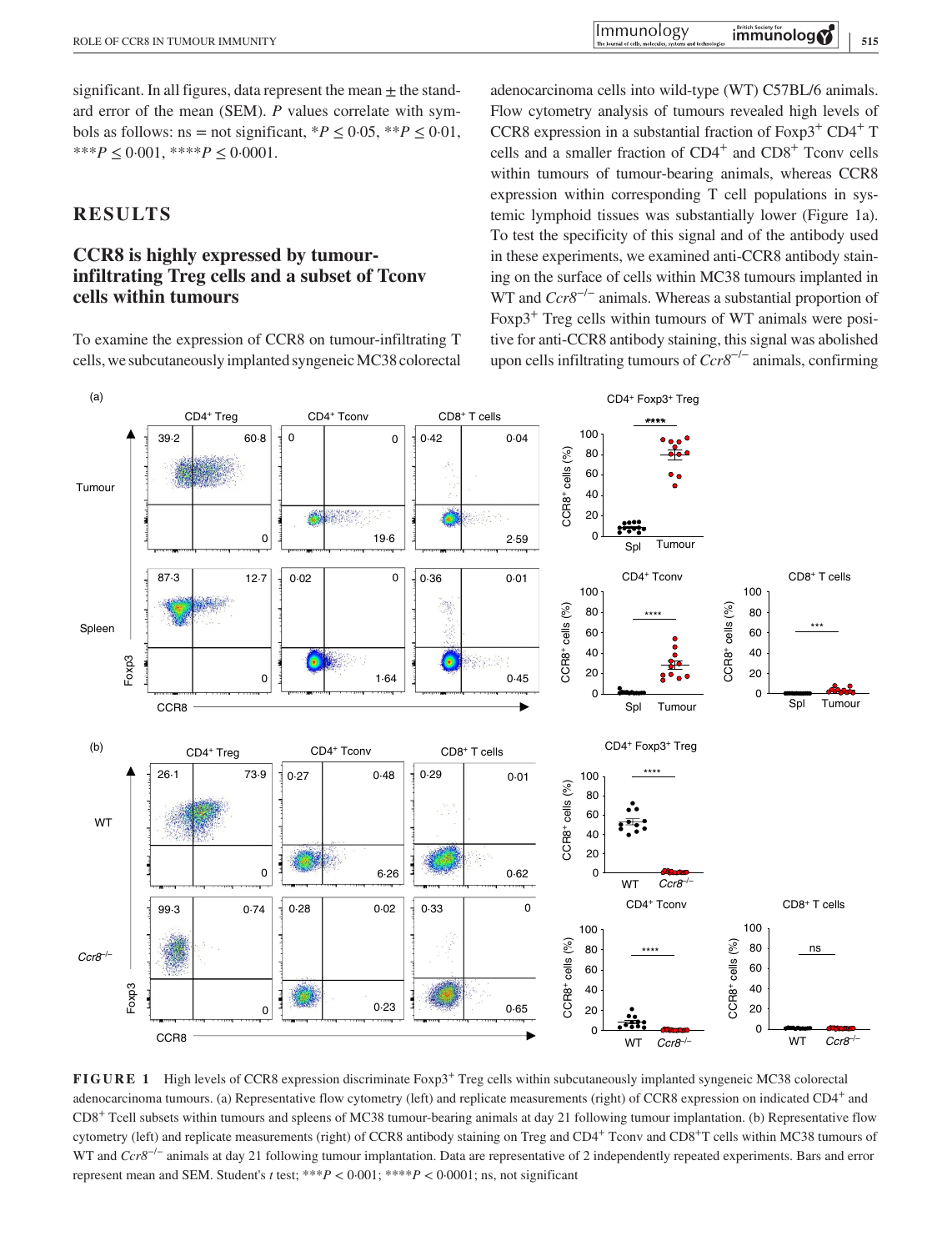significant. In all figures, data represent the mean ± the standard error of the mean (SEM). *P* values correlate with symbols as follows: ns = not significant, *$P \leq 0.05$, **$P \leq 0.01$, ***$P \leq 0.001$, ****$P \leq 0.0001$.

## RESULTS

### CCR8 is highly expressed by tumour-infiltrating Treg cells and a subset of Tconv cells within tumours

To examine the expression of CCR8 on tumour-infiltrating T cells, we subcutaneously implanted syngeneic MC38 colorectal adenocarcinoma cells into wild-type (WT) C57BL/6 animals. Flow cytometry analysis of tumours revealed high levels of CCR8 expression in a substantial fraction of $Foxp3^+$ $CD4^+$ T cells and a smaller fraction of $CD4^+$ and $CD8^+$ Tconv cells within tumours of tumour-bearing animals, whereas CCR8 expression within corresponding T cell populations in systemic lymphoid tissues was substantially lower (Figure 1a). To test the specificity of this signal and of the antibody used in these experiments, we examined anti-CCR8 antibody staining on the surface of cells within MC38 tumours implanted in WT and *Ccr8*$^{-/-}$ animals. Whereas a substantial proportion of $Foxp3^+$ Treg cells within tumours of WT animals were positive for anti-CCR8 antibody staining, this signal was abolished upon cells infiltrating tumours of *Ccr8*$^{-/-}$ animals, confirming

**FIGURE 1** High levels of CCR8 expression discriminate $Foxp3^+$ Treg cells within subcutaneously implanted syngeneic MC38 colorectal adenocarcinoma tumours. (a) Representative flow cytometry (left) and replicate measurements (right) of CCR8 expression on indicated $CD4^+$ and $CD8^+$ Tcell subsets within tumours and spleens of MC38 tumour-bearing animals at day 21 following tumour implantation. (b) Representative flow cytometry (left) and replicate measurements (right) of CCR8 antibody staining on Treg and $CD4^+$ Tconv and $CD8^+$T cells within MC38 tumours of WT and *Ccr8*$^{-/-}$ animals at day 21 following tumour implantation. Data are representative of 2 independently repeated experiments. Bars and error represent mean and SEM. Student's *t* test; ***$P < 0.001$; ****$P < 0.0001$; ns, not significant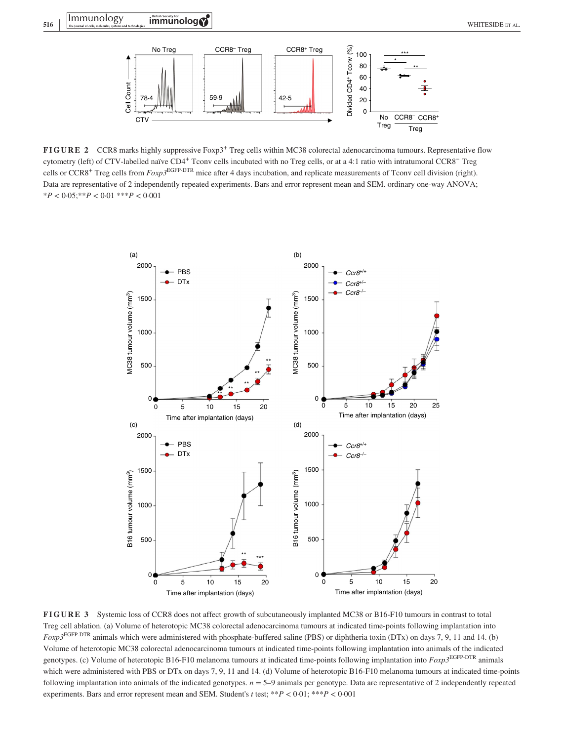**FIGURE 2** CCR8 marks highly suppressive Foxp3$^{+}$ Treg cells within MC38 colorectal adenocarcinoma tumours. Representative flow cytometry (left) of CTV-labelled naïve CD4$^{+}$ Tconv cells incubated with no Treg cells, or at a 4:1 ratio with intratumoral CCR8$^{-}$ Treg cells or CCR8$^{+}$ Treg cells from *Foxp3*$^{\text{EGFP-DTR}}$ mice after 4 days incubation, and replicate measurements of Tconv cell division (right). Data are representative of 2 independently repeated experiments. Bars and error represent mean and SEM. ordinary one-way ANOVA; \*$P < 0{\cdot}05$;\*\*$P < 0{\cdot}01$ \*\*\*$P < 0{\cdot}001$

**FIGURE 3** Systemic loss of CCR8 does not affect growth of subcutaneously implanted MC38 or B16-F10 tumours in contrast to total Treg cell ablation. (a) Volume of heterotopic MC38 colorectal adenocarcinoma tumours at indicated time-points following implantation into *Foxp3*$^{\text{EGFP-DTR}}$ animals which were administered with phosphate-buffered saline (PBS) or diphtheria toxin (DTx) on days 7, 9, 11 and 14. (b) Volume of heterotopic MC38 colorectal adenocarcinoma tumours at indicated time-points following implantation into animals of the indicated genotypes. (c) Volume of heterotopic B16-F10 melanoma tumours at indicated time-points following implantation into *Foxp3*$^{\text{EGFP-DTR}}$ animals which were administered with PBS or DTx on days 7, 9, 11 and 14. (d) Volume of heterotopic B16-F10 melanoma tumours at indicated time-points following implantation into animals of the indicated genotypes. $n$ = 5–9 animals per genotype. Data are representative of 2 independently repeated experiments. Bars and error represent mean and SEM. Student's $t$ test; \*\*$P < 0{\cdot}01$; \*\*\*$P < 0{\cdot}001$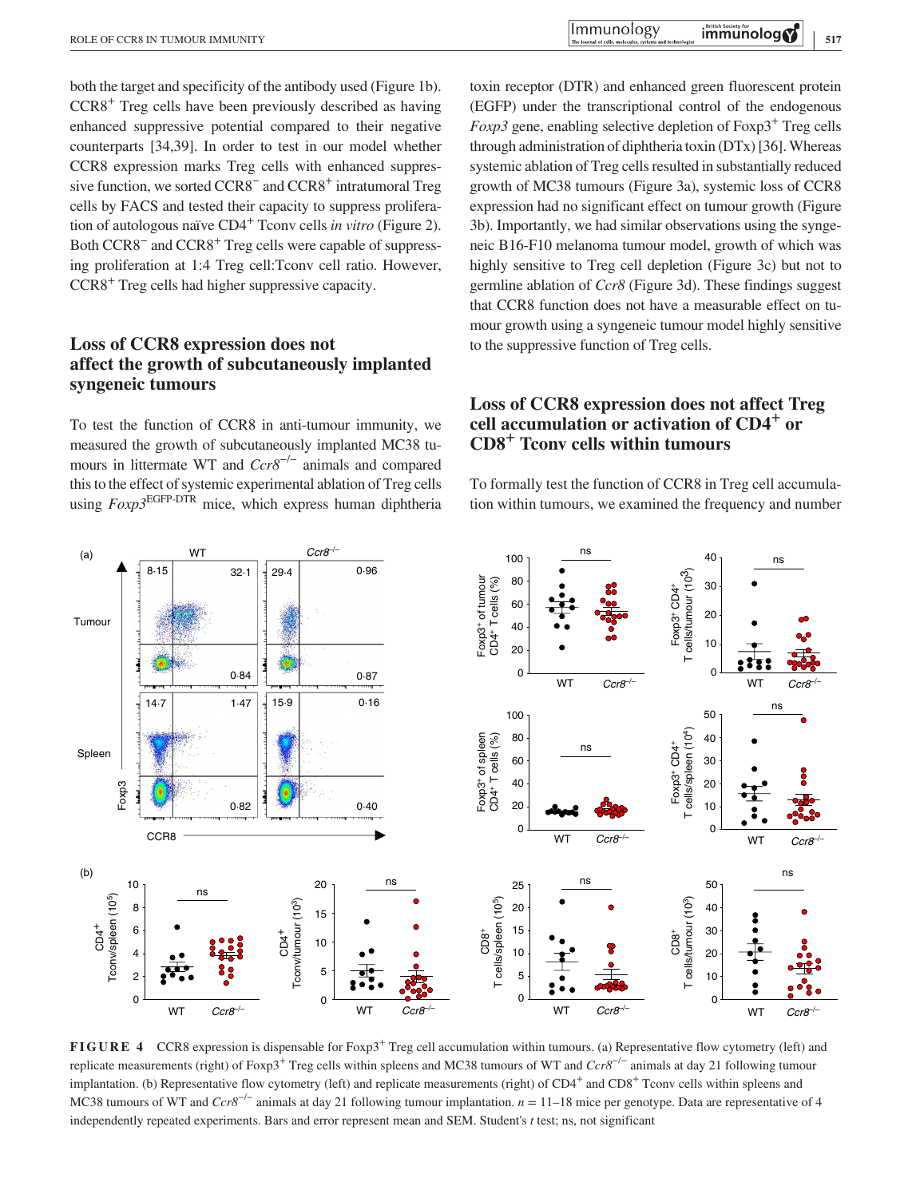both the target and specificity of the antibody used (Figure 1b). CCR8$^+$ Treg cells have been previously described as having enhanced suppressive potential compared to their negative counterparts [34,39]. In order to test in our model whether CCR8 expression marks Treg cells with enhanced suppressive function, we sorted CCR8$^-$ and CCR8$^+$ intratumoral Treg cells by FACS and tested their capacity to suppress proliferation of autologous naïve CD4$^+$ Tconv cells *in vitro* (Figure 2). Both CCR8$^-$ and CCR8$^+$ Treg cells were capable of suppressing proliferation at 1:4 Treg cell:Tconv cell ratio. However, CCR8$^+$ Treg cells had higher suppressive capacity.

## Loss of CCR8 expression does not affect the growth of subcutaneously implanted syngeneic tumours

To test the function of CCR8 in anti-tumour immunity, we measured the growth of subcutaneously implanted MC38 tumours in littermate WT and *Ccr8*$^{-/-}$ animals and compared this to the effect of systemic experimental ablation of Treg cells using *Foxp3*$^{\text{EGFP-DTR}}$ mice, which express human diphtheria toxin receptor (DTR) and enhanced green fluorescent protein (EGFP) under the transcriptional control of the endogenous *Foxp3* gene, enabling selective depletion of Foxp3$^+$ Treg cells through administration of diphtheria toxin (DTx) [36]. Whereas systemic ablation of Treg cells resulted in substantially reduced growth of MC38 tumours (Figure 3a), systemic loss of CCR8 expression had no significant effect on tumour growth (Figure 3b). Importantly, we had similar observations using the syngeneic B16-F10 melanoma tumour model, growth of which was highly sensitive to Treg cell depletion (Figure 3c) but not to germline ablation of *Ccr8* (Figure 3d). These findings suggest that CCR8 function does not have a measurable effect on tumour growth using a syngeneic tumour model highly sensitive to the suppressive function of Treg cells.

## Loss of CCR8 expression does not affect Treg cell accumulation or activation of CD4$^+$ or CD8$^+$ Tconv cells within tumours

To formally test the function of CCR8 in Treg cell accumulation within tumours, we examined the frequency and number

**FIGURE 4** CCR8 expression is dispensable for Foxp3$^+$ Treg cell accumulation within tumours. (a) Representative flow cytometry (left) and replicate measurements (right) of Foxp3$^+$ Treg cells within spleens and MC38 tumours of WT and *Ccr8*$^{-/-}$ animals at day 21 following tumour implantation. (b) Representative flow cytometry (left) and replicate measurements (right) of CD4$^+$ and CD8$^+$ Tconv cells within spleens and MC38 tumours of WT and *Ccr8*$^{-/-}$ animals at day 21 following tumour implantation. $n$ = 11–18 mice per genotype. Data are representative of 4 independently repeated experiments. Bars and error represent mean and SEM. Student's $t$ test; ns, not significant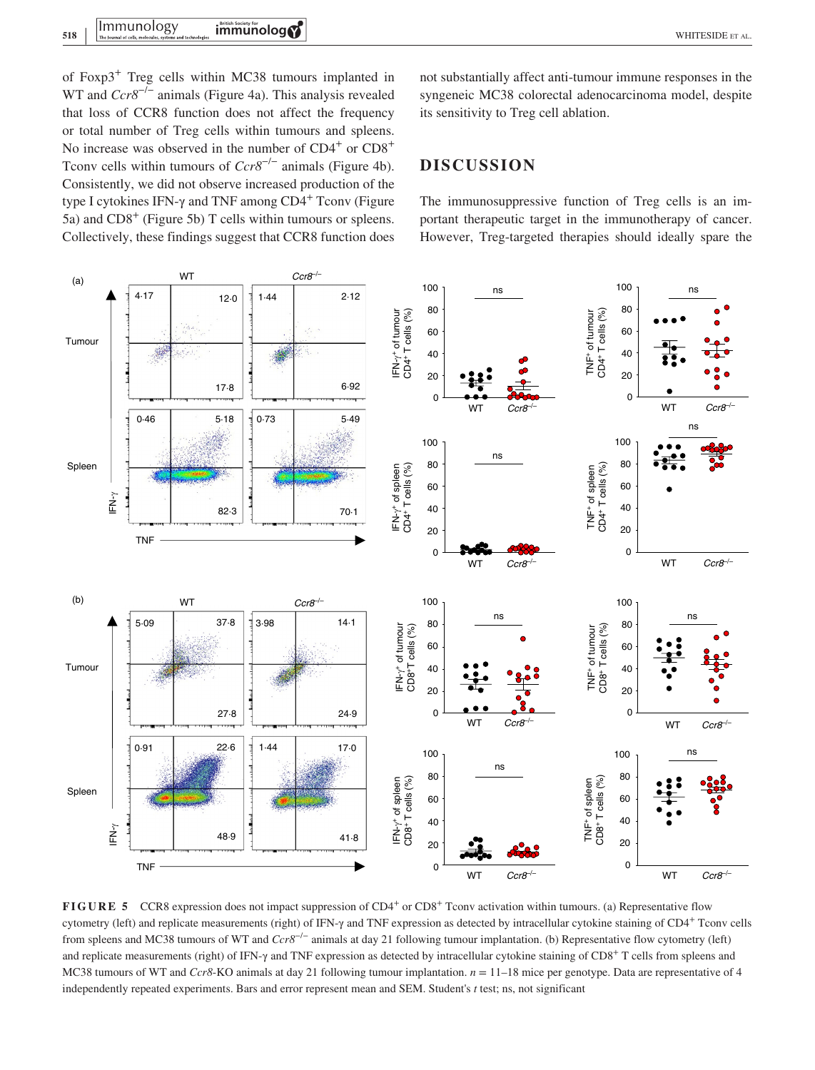of Foxp3$^+$ Treg cells within MC38 tumours implanted in WT and *Ccr8*$^{-/-}$ animals (Figure 4a). This analysis revealed that loss of CCR8 function does not affect the frequency or total number of Treg cells within tumours and spleens. No increase was observed in the number of CD4$^+$ or CD8$^+$ Tconv cells within tumours of *Ccr8*$^{-/-}$ animals (Figure 4b). Consistently, we did not observe increased production of the type I cytokines IFN-γ and TNF among CD4$^+$ Tconv (Figure 5a) and CD8$^+$ (Figure 5b) T cells within tumours or spleens. Collectively, these findings suggest that CCR8 function does not substantially affect anti-tumour immune responses in the syngeneic MC38 colorectal adenocarcinoma model, despite its sensitivity to Treg cell ablation.

## DISCUSSION

The immunosuppressive function of Treg cells is an important therapeutic target in the immunotherapy of cancer. However, Treg-targeted therapies should ideally spare the

**FIGURE 5** CCR8 expression does not impact suppression of CD4$^+$ or CD8$^+$ Tconv activation within tumours. (a) Representative flow cytometry (left) and replicate measurements (right) of IFN-γ and TNF expression as detected by intracellular cytokine staining of CD4$^+$ Tconv cells from spleens and MC38 tumours of WT and *Ccr8*$^{-/-}$ animals at day 21 following tumour implantation. (b) Representative flow cytometry (left) and replicate measurements (right) of IFN-γ and TNF expression as detected by intracellular cytokine staining of CD8$^+$ T cells from spleens and MC38 tumours of WT and *Ccr8*-KO animals at day 21 following tumour implantation. $n = 11$–$18$ mice per genotype. Data are representative of 4 independently repeated experiments. Bars and error represent mean and SEM. Student's *t* test; ns, not significant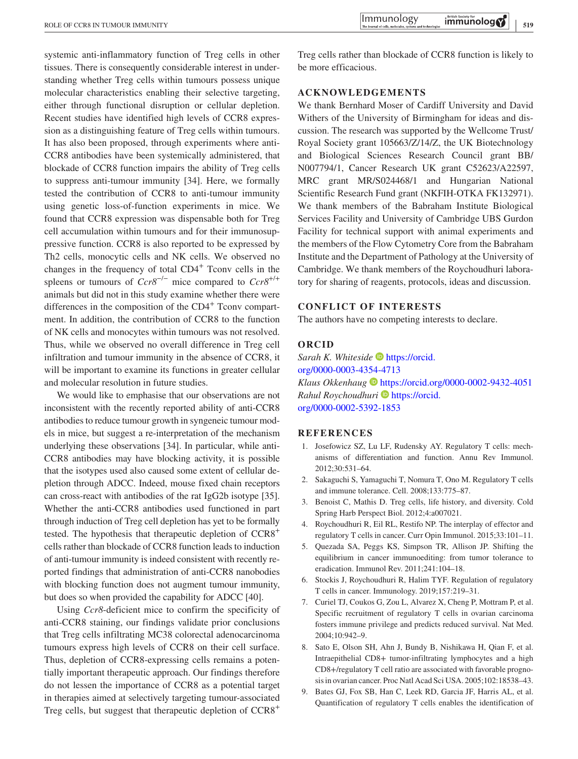systemic anti-inflammatory function of Treg cells in other tissues. There is consequently considerable interest in understanding whether Treg cells within tumours possess unique molecular characteristics enabling their selective targeting, either through functional disruption or cellular depletion. Recent studies have identified high levels of CCR8 expression as a distinguishing feature of Treg cells within tumours. It has also been proposed, through experiments where anti-CCR8 antibodies have been systemically administered, that blockade of CCR8 function impairs the ability of Treg cells to suppress anti-tumour immunity [34]. Here, we formally tested the contribution of CCR8 to anti-tumour immunity using genetic loss-of-function experiments in mice. We found that CCR8 expression was dispensable both for Treg cell accumulation within tumours and for their immunosuppressive function. CCR8 is also reported to be expressed by Th2 cells, monocytic cells and NK cells. We observed no changes in the frequency of total $CD4^+$ Tconv cells in the spleens or tumours of *Ccr8*$^{-/-}$ mice compared to *Ccr8*$^{+/+}$ animals but did not in this study examine whether there were differences in the composition of the $CD4^+$ Tconv compartment. In addition, the contribution of CCR8 to the function of NK cells and monocytes within tumours was not resolved. Thus, while we observed no overall difference in Treg cell infiltration and tumour immunity in the absence of CCR8, it will be important to examine its functions in greater cellular and molecular resolution in future studies.

We would like to emphasise that our observations are not inconsistent with the recently reported ability of anti-CCR8 antibodies to reduce tumour growth in syngeneic tumour models in mice, but suggest a re-interpretation of the mechanism underlying these observations [34]. In particular, while anti-CCR8 antibodies may have blocking activity, it is possible that the isotypes used also caused some extent of cellular depletion through ADCC. Indeed, mouse fixed chain receptors can cross-react with antibodies of the rat IgG2b isotype [35]. Whether the anti-CCR8 antibodies used functioned in part through induction of Treg cell depletion has yet to be formally tested. The hypothesis that therapeutic depletion of $CCR8^+$ cells rather than blockade of CCR8 function leads to induction of anti-tumour immunity is indeed consistent with recently reported findings that administration of anti-CCR8 nanobodies with blocking function does not augment tumour immunity, but does so when provided the capability for ADCC [40].

Using *Ccr8*-deficient mice to confirm the specificity of anti-CCR8 staining, our findings validate prior conclusions that Treg cells infiltrating MC38 colorectal adenocarcinoma tumours express high levels of CCR8 on their cell surface. Thus, depletion of CCR8-expressing cells remains a potentially important therapeutic approach. Our findings therefore do not lessen the importance of CCR8 as a potential target in therapies aimed at selectively targeting tumour-associated Treg cells, but suggest that therapeutic depletion of $CCR8^+$ Treg cells rather than blockade of CCR8 function is likely to be more efficacious.

## ACKNOWLEDGEMENTS

We thank Bernhard Moser of Cardiff University and David Withers of the University of Birmingham for ideas and discussion. The research was supported by the Wellcome Trust/Royal Society grant 105663/Z/14/Z, the UK Biotechnology and Biological Sciences Research Council grant BB/N007794/1, Cancer Research UK grant C52623/A22597, MRC grant MR/S024468/1 and Hungarian National Scientific Research Fund grant (NKFIH-OTKA FK132971). We thank members of the Babraham Institute Biological Services Facility and University of Cambridge UBS Gurdon Facility for technical support with animal experiments and the members of the Flow Cytometry Core from the Babraham Institute and the Department of Pathology at the University of Cambridge. We thank members of the Roychoudhuri laboratory for sharing of reagents, protocols, ideas and discussion.

## CONFLICT OF INTERESTS

The authors have no competing interests to declare.

## ORCID

*Sarah K. Whiteside* https://orcid.org/0000-0003-4354-4713
*Klaus Okkenhaug* https://orcid.org/0000-0002-9432-4051
*Rahul Roychoudhuri* https://orcid.org/0000-0002-5392-1853

## REFERENCES

1. Josefowicz SZ, Lu LF, Rudensky AY. Regulatory T cells: mechanisms of differentiation and function. Annu Rev Immunol. 2012;30:531–64.
2. Sakaguchi S, Yamaguchi T, Nomura T, Ono M. Regulatory T cells and immune tolerance. Cell. 2008;133:775–87.
3. Benoist C, Mathis D. Treg cells, life history, and diversity. Cold Spring Harb Perspect Biol. 2012;4:a007021.
4. Roychoudhuri R, Eil RL, Restifo NP. The interplay of effector and regulatory T cells in cancer. Curr Opin Immunol. 2015;33:101–11.
5. Quezada SA, Peggs KS, Simpson TR, Allison JP. Shifting the equilibrium in cancer immunoediting: from tumor tolerance to eradication. Immunol Rev. 2011;241:104–18.
6. Stockis J, Roychoudhuri R, Halim TYF. Regulation of regulatory T cells in cancer. Immunology. 2019;157:219–31.
7. Curiel TJ, Coukos G, Zou L, Alvarez X, Cheng P, Mottram P, et al. Specific recruitment of regulatory T cells in ovarian carcinoma fosters immune privilege and predicts reduced survival. Nat Med. 2004;10:942–9.
8. Sato E, Olson SH, Ahn J, Bundy B, Nishikawa H, Qian F, et al. Intraepithelial CD8+ tumor-infiltrating lymphocytes and a high CD8+/regulatory T cell ratio are associated with favorable prognosis in ovarian cancer. Proc Natl Acad Sci USA. 2005;102:18538–43.
9. Bates GJ, Fox SB, Han C, Leek RD, Garcia JF, Harris AL, et al. Quantification of regulatory T cells enables the identification of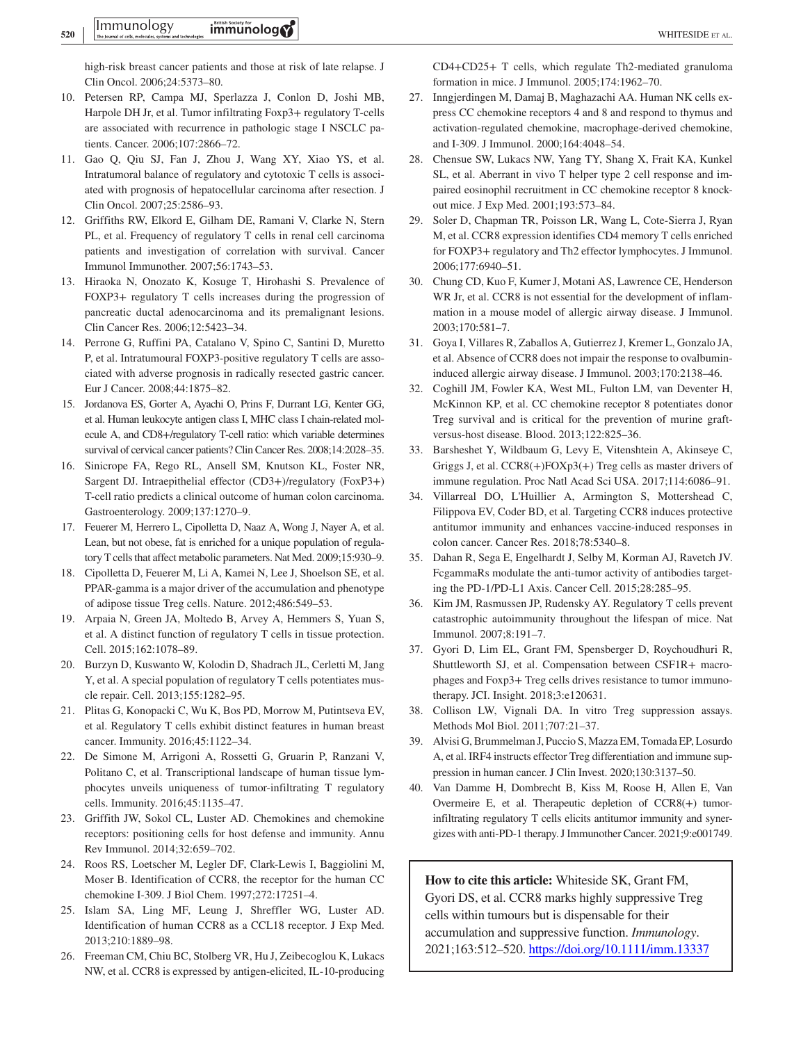high-risk breast cancer patients and those at risk of late relapse. J Clin Oncol. 2006;24:5373–80.

10. Petersen RP, Campa MJ, Sperlazza J, Conlon D, Joshi MB, Harpole DH Jr, et al. Tumor infiltrating Foxp3+ regulatory T-cells are associated with recurrence in pathologic stage I NSCLC patients. Cancer. 2006;107:2866–72.
11. Gao Q, Qiu SJ, Fan J, Zhou J, Wang XY, Xiao YS, et al. Intratumoral balance of regulatory and cytotoxic T cells is associated with prognosis of hepatocellular carcinoma after resection. J Clin Oncol. 2007;25:2586–93.
12. Griffiths RW, Elkord E, Gilham DE, Ramani V, Clarke N, Stern PL, et al. Frequency of regulatory T cells in renal cell carcinoma patients and investigation of correlation with survival. Cancer Immunol Immunother. 2007;56:1743–53.
13. Hiraoka N, Onozato K, Kosuge T, Hirohashi S. Prevalence of FOXP3+ regulatory T cells increases during the progression of pancreatic ductal adenocarcinoma and its premalignant lesions. Clin Cancer Res. 2006;12:5423–34.
14. Perrone G, Ruffini PA, Catalano V, Spino C, Santini D, Muretto P, et al. Intratumoural FOXP3-positive regulatory T cells are associated with adverse prognosis in radically resected gastric cancer. Eur J Cancer. 2008;44:1875–82.
15. Jordanova ES, Gorter A, Ayachi O, Prins F, Durrant LG, Kenter GG, et al. Human leukocyte antigen class I, MHC class I chain-related molecule A, and CD8+/regulatory T-cell ratio: which variable determines survival of cervical cancer patients? Clin Cancer Res. 2008;14:2028–35.
16. Sinicrope FA, Rego RL, Ansell SM, Knutson KL, Foster NR, Sargent DJ. Intraepithelial effector (CD3+)/regulatory (FoxP3+) T-cell ratio predicts a clinical outcome of human colon carcinoma. Gastroenterology. 2009;137:1270–9.
17. Feuerer M, Herrero L, Cipolletta D, Naaz A, Wong J, Nayer A, et al. Lean, but not obese, fat is enriched for a unique population of regulatory T cells that affect metabolic parameters. Nat Med. 2009;15:930–9.
18. Cipolletta D, Feuerer M, Li A, Kamei N, Lee J, Shoelson SE, et al. PPAR-gamma is a major driver of the accumulation and phenotype of adipose tissue Treg cells. Nature. 2012;486:549–53.
19. Arpaia N, Green JA, Moltedo B, Arvey A, Hemmers S, Yuan S, et al. A distinct function of regulatory T cells in tissue protection. Cell. 2015;162:1078–89.
20. Burzyn D, Kuswanto W, Kolodin D, Shadrach JL, Cerletti M, Jang Y, et al. A special population of regulatory T cells potentiates muscle repair. Cell. 2013;155:1282–95.
21. Plitas G, Konopacki C, Wu K, Bos PD, Morrow M, Putintseva EV, et al. Regulatory T cells exhibit distinct features in human breast cancer. Immunity. 2016;45:1122–34.
22. De Simone M, Arrigoni A, Rossetti G, Gruarin P, Ranzani V, Politano C, et al. Transcriptional landscape of human tissue lymphocytes unveils uniqueness of tumor-infiltrating T regulatory cells. Immunity. 2016;45:1135–47.
23. Griffith JW, Sokol CL, Luster AD. Chemokines and chemokine receptors: positioning cells for host defense and immunity. Annu Rev Immunol. 2014;32:659–702.
24. Roos RS, Loetscher M, Legler DF, Clark-Lewis I, Baggiolini M, Moser B. Identification of CCR8, the receptor for the human CC chemokine I-309. J Biol Chem. 1997;272:17251–4.
25. Islam SA, Ling MF, Leung J, Shreffler WG, Luster AD. Identification of human CCR8 as a CCL18 receptor. J Exp Med. 2013;210:1889–98.
26. Freeman CM, Chiu BC, Stolberg VR, Hu J, Zeibecoglou K, Lukacs NW, et al. CCR8 is expressed by antigen-elicited, IL-10-producing CD4+CD25+ T cells, which regulate Th2-mediated granuloma formation in mice. J Immunol. 2005;174:1962–70.
27. Inngjerdingen M, Damaj B, Maghazachi AA. Human NK cells express CC chemokine receptors 4 and 8 and respond to thymus and activation-regulated chemokine, macrophage-derived chemokine, and I-309. J Immunol. 2000;164:4048–54.
28. Chensue SW, Lukacs NW, Yang TY, Shang X, Frait KA, Kunkel SL, et al. Aberrant in vivo T helper type 2 cell response and impaired eosinophil recruitment in CC chemokine receptor 8 knockout mice. J Exp Med. 2001;193:573–84.
29. Soler D, Chapman TR, Poisson LR, Wang L, Cote-Sierra J, Ryan M, et al. CCR8 expression identifies CD4 memory T cells enriched for FOXP3+ regulatory and Th2 effector lymphocytes. J Immunol. 2006;177:6940–51.
30. Chung CD, Kuo F, Kumer J, Motani AS, Lawrence CE, Henderson WR Jr, et al. CCR8 is not essential for the development of inflammation in a mouse model of allergic airway disease. J Immunol. 2003;170:581–7.
31. Goya I, Villares R, Zaballos A, Gutierrez J, Kremer L, Gonzalo JA, et al. Absence of CCR8 does not impair the response to ovalbumin-induced allergic airway disease. J Immunol. 2003;170:2138–46.
32. Coghill JM, Fowler KA, West ML, Fulton LM, van Deventer H, McKinnon KP, et al. CC chemokine receptor 8 potentiates donor Treg survival and is critical for the prevention of murine graft-versus-host disease. Blood. 2013;122:825–36.
33. Barsheshet Y, Wildbaum G, Levy E, Vitenshtein A, Akinseye C, Griggs J, et al. CCR8(+)FOXp3(+) Treg cells as master drivers of immune regulation. Proc Natl Acad Sci USA. 2017;114:6086–91.
34. Villarreal DO, L'Huillier A, Armington S, Mottershead C, Filippova EV, Coder BD, et al. Targeting CCR8 induces protective antitumor immunity and enhances vaccine-induced responses in colon cancer. Cancer Res. 2018;78:5340–8.
35. Dahan R, Sega E, Engelhardt J, Selby M, Korman AJ, Ravetch JV. FcgammaRs modulate the anti-tumor activity of antibodies targeting the PD-1/PD-L1 Axis. Cancer Cell. 2015;28:285–95.
36. Kim JM, Rasmussen JP, Rudensky AY. Regulatory T cells prevent catastrophic autoimmunity throughout the lifespan of mice. Nat Immunol. 2007;8:191–7.
37. Gyori D, Lim EL, Grant FM, Spensberger D, Roychoudhuri R, Shuttleworth SJ, et al. Compensation between CSF1R+ macrophages and Foxp3+ Treg cells drives resistance to tumor immunotherapy. JCI. Insight. 2018;3:e120631.
38. Collison LW, Vignali DA. In vitro Treg suppression assays. Methods Mol Biol. 2011;707:21–37.
39. Alvisi G, Brummelman J, Puccio S, Mazza EM, Tomada EP, Losurdo A, et al. IRF4 instructs effector Treg differentiation and immune suppression in human cancer. J Clin Invest. 2020;130:3137–50.
40. Van Damme H, Dombrecht B, Kiss M, Roose H, Allen E, Van Overmeire E, et al. Therapeutic depletion of CCR8(+) tumor-infiltrating regulatory T cells elicits antitumor immunity and synergizes with anti-PD-1 therapy. J Immunother Cancer. 2021;9:e001749.

**How to cite this article:** Whiteside SK, Grant FM, Gyori DS, et al. CCR8 marks highly suppressive Treg cells within tumours but is dispensable for their accumulation and suppressive function. *Immunology*. 2021;163:512–520. https://doi.org/10.1111/imm.13337